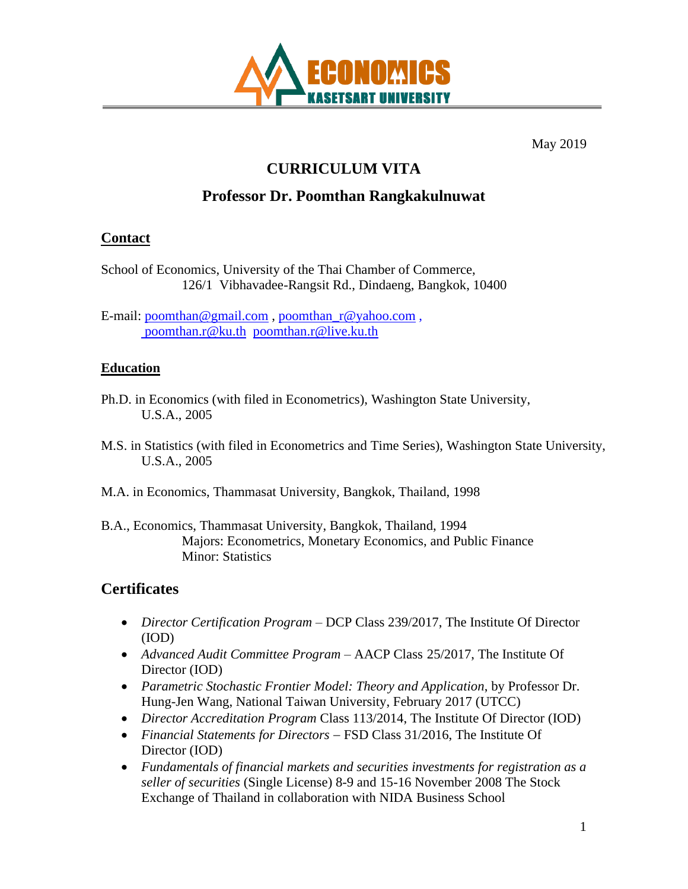ECONOMICS KASETSART UNIVERSITY

May 2019

# CURRICULUM VITA

## Professor Dr. Poomthan Rangkakulnuwat

### Contact

School of Economics, University of the Thai Chamber of Commerce,
126/1 Vibhavadee-Rangsit Rd., Dindaeng, Bangkok, 10400

E-mail: poomthan@gmail.com , poomthan_r@yahoo.com ,
poomthan.r@ku.th poomthan.r@live.ku.th

### Education

Ph.D. in Economics (with filed in Econometrics), Washington State University, U.S.A., 2005

M.S. in Statistics (with filed in Econometrics and Time Series), Washington State University, U.S.A., 2005

M.A. in Economics, Thammasat University, Bangkok, Thailand, 1998

B.A., Economics, Thammasat University, Bangkok, Thailand, 1994
Majors: Econometrics, Monetary Economics, and Public Finance
Minor: Statistics

### Certificates

- *Director Certification Program* – DCP Class 239/2017, The Institute Of Director (IOD)
- *Advanced Audit Committee Program* – AACP Class 25/2017, The Institute Of Director (IOD)
- *Parametric Stochastic Frontier Model: Theory and Application*, by Professor Dr. Hung-Jen Wang, National Taiwan University, February 2017 (UTCC)
- *Director Accreditation Program* Class 113/2014, The Institute Of Director (IOD)
- *Financial Statements for Directors* – FSD Class 31/2016, The Institute Of Director (IOD)
- *Fundamentals of financial markets and securities investments for registration as a seller of securities* (Single License) 8-9 and 15-16 November 2008 The Stock Exchange of Thailand in collaboration with NIDA Business School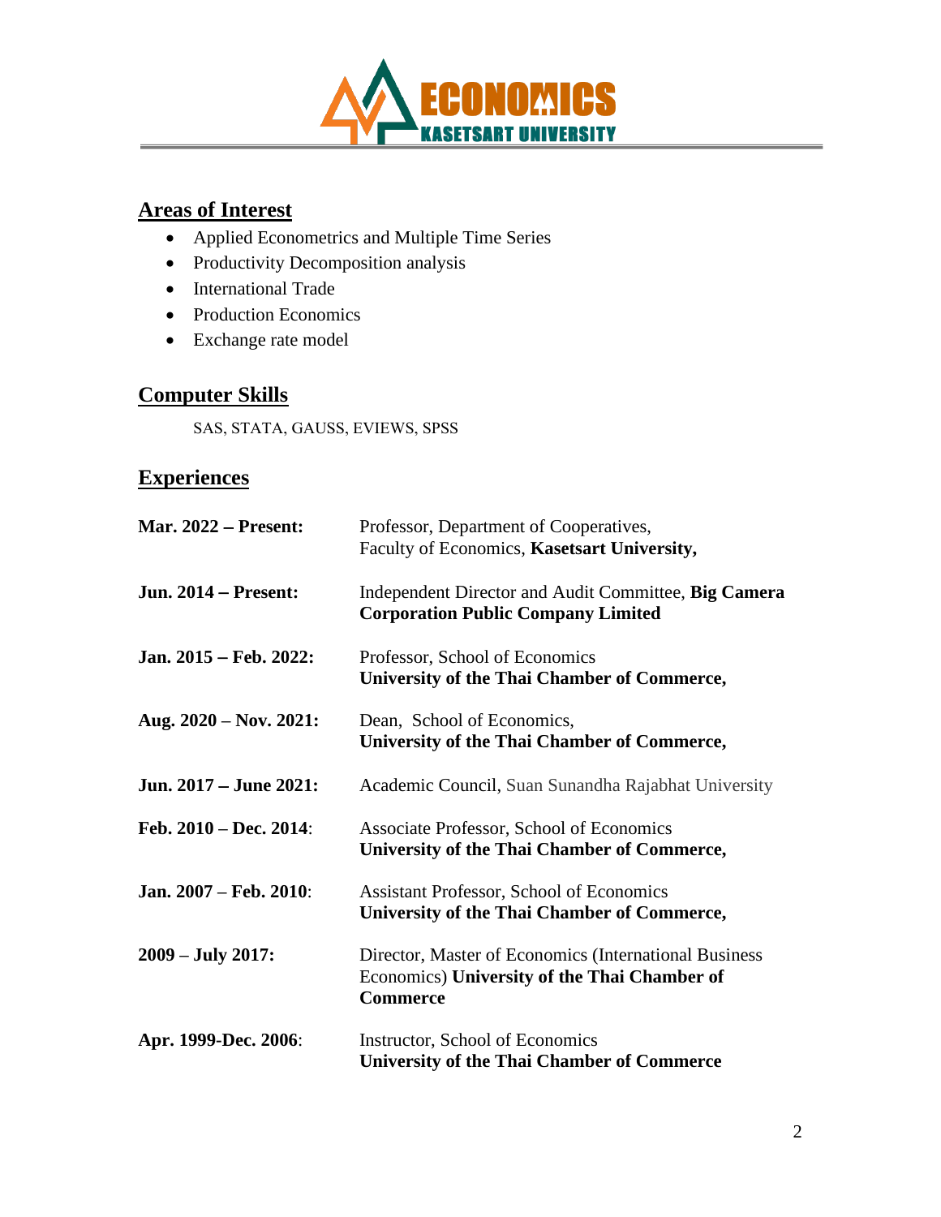## Areas of Interest

- Applied Econometrics and Multiple Time Series
- Productivity Decomposition analysis
- International Trade
- Production Economics
- Exchange rate model

## Computer Skills

SAS, STATA, GAUSS, EVIEWS, SPSS

## Experiences

| | |
|---|---|
| **Mar. 2022 – Present:** | Professor, Department of Cooperatives, Faculty of Economics, **Kasetsart University,** |
| **Jun. 2014 – Present:** | Independent Director and Audit Committee, **Big Camera Corporation Public Company Limited** |
| **Jan. 2015 – Feb. 2022:** | Professor, School of Economics **University of the Thai Chamber of Commerce,** |
| **Aug. 2020 – Nov. 2021:** | Dean, School of Economics, **University of the Thai Chamber of Commerce,** |
| **Jun. 2017 – June 2021:** | Academic Council, Suan Sunandha Rajabhat University |
| **Feb. 2010 – Dec. 2014**: | Associate Professor, School of Economics **University of the Thai Chamber of Commerce,** |
| **Jan. 2007 – Feb. 2010**: | Assistant Professor, School of Economics **University of the Thai Chamber of Commerce,** |
| **2009 – July 2017:** | Director, Master of Economics (International Business Economics) **University of the Thai Chamber of Commerce** |
| **Apr. 1999-Dec. 2006**: | Instructor, School of Economics **University of the Thai Chamber of Commerce** |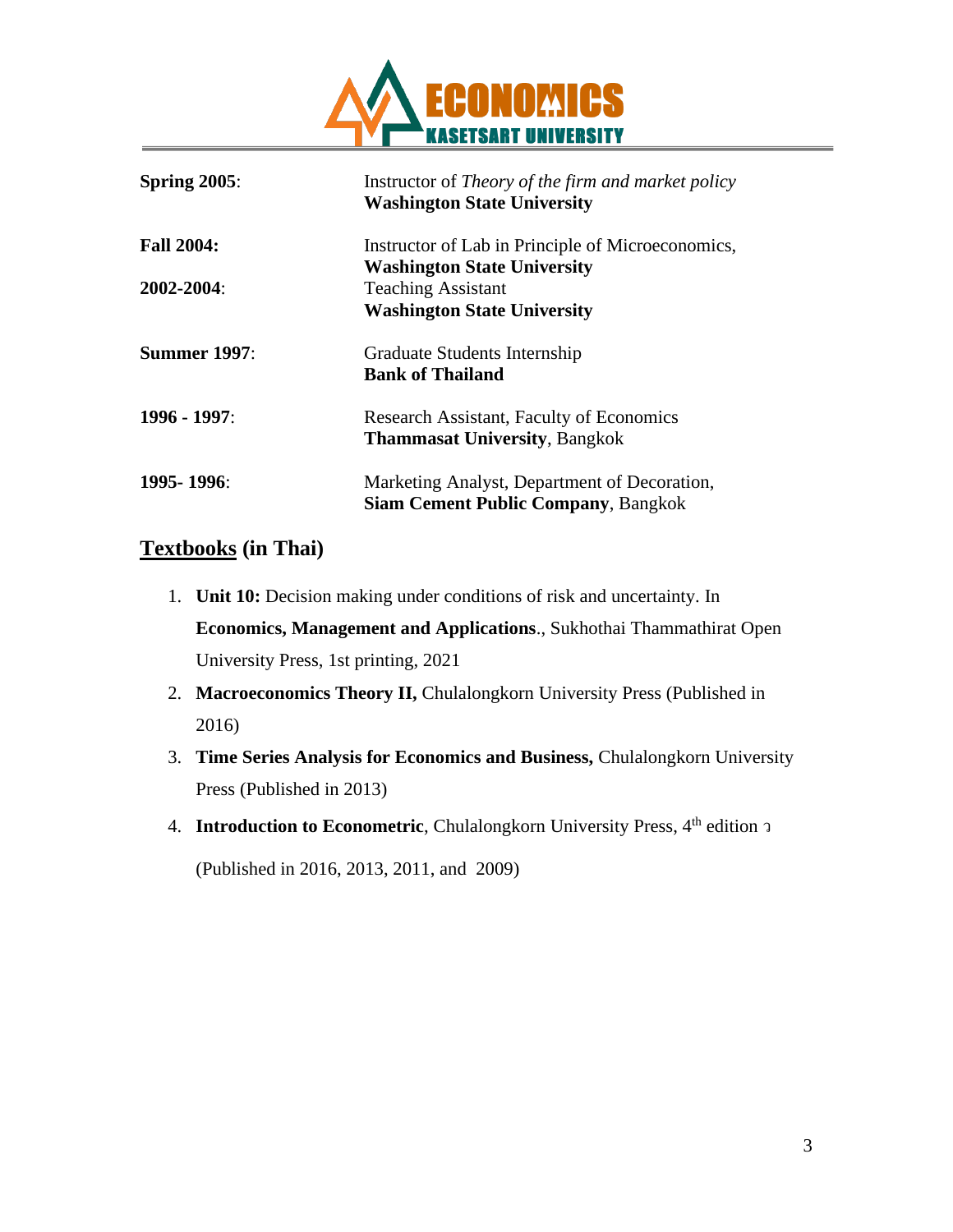| | |
|---|---|
| **Spring 2005**: | Instructor of *Theory of the firm and market policy* **Washington State University** |
| **Fall 2004:** | Instructor of Lab in Principle of Microeconomics, **Washington State University** |
| **2002-2004**: | Teaching Assistant **Washington State University** |
| **Summer 1997**: | Graduate Students Internship **Bank of Thailand** |
| **1996 - 1997**: | Research Assistant, Faculty of Economics **Thammasat University**, Bangkok |
| **1995- 1996**: | Marketing Analyst, Department of Decoration, **Siam Cement Public Company**, Bangkok |

## Textbooks (in Thai)

1. **Unit 10:** Decision making under conditions of risk and uncertainty. In **Economics, Management and Applications**., Sukhothai Thammathirat Open University Press, 1st printing, 2021
2. **Macroeconomics Theory II,** Chulalongkorn University Press (Published in 2016)
3. **Time Series Analysis for Economics and Business,** Chulalongkorn University Press (Published in 2013)
4. **Introduction to Econometric**, Chulalongkorn University Press, 4th edition ว

   (Published in 2016, 2013, 2011, and 2009)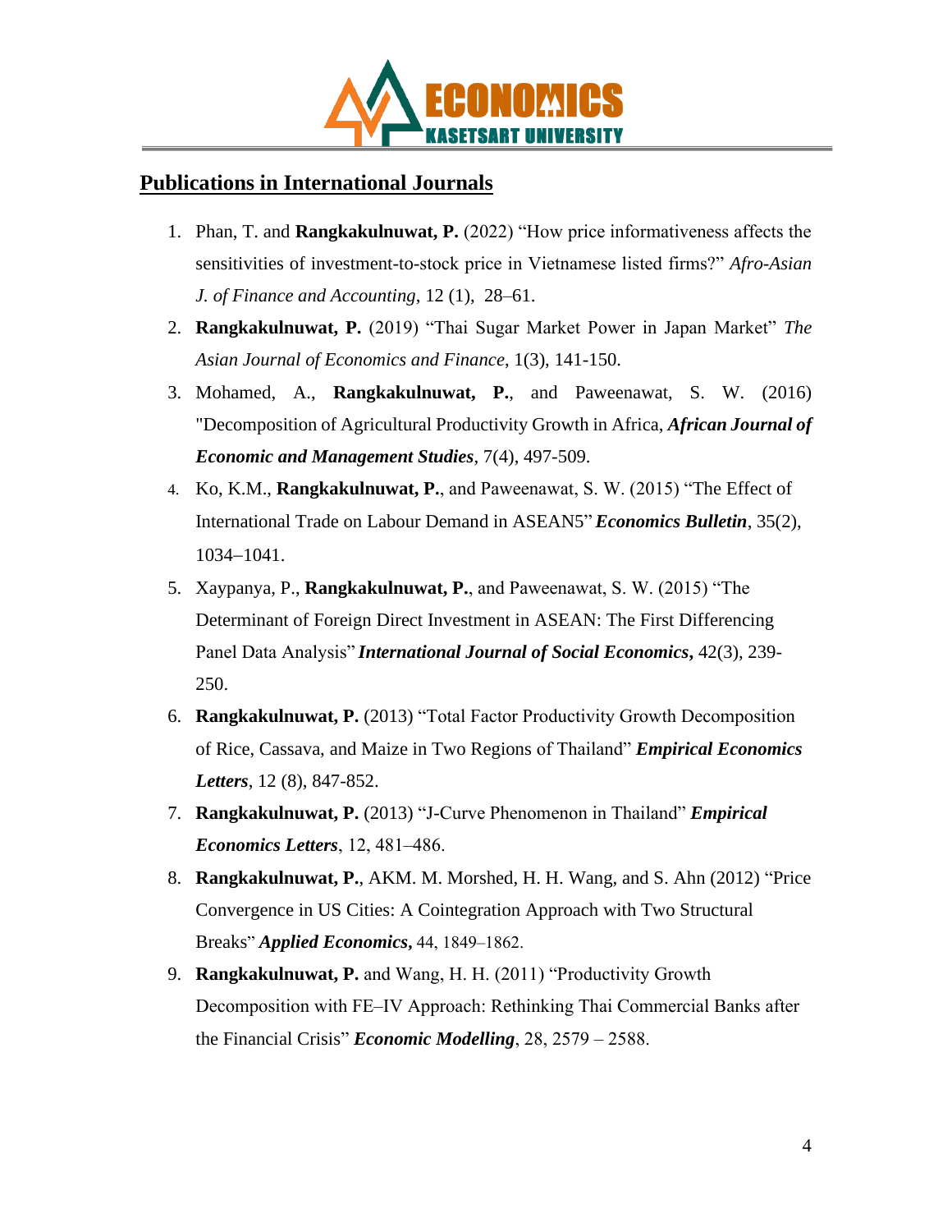## Publications in International Journals

1. Phan, T. and **Rangkakulnuwat, P.** (2022) "How price informativeness affects the sensitivities of investment-to-stock price in Vietnamese listed firms?" *Afro-Asian J. of Finance and Accounting*, 12 (1), 28–61.
2. **Rangkakulnuwat, P.** (2019) "Thai Sugar Market Power in Japan Market" *The Asian Journal of Economics and Finance*, 1(3), 141-150.
3. Mohamed, A., **Rangkakulnuwat, P.**, and Paweenawat, S. W. (2016) "Decomposition of Agricultural Productivity Growth in Africa, ***African Journal of Economic and Management Studies***, 7(4), 497-509.
4. Ko, K.M., **Rangkakulnuwat, P.**, and Paweenawat, S. W. (2015) "The Effect of International Trade on Labour Demand in ASEAN5" ***Economics Bulletin***, 35(2), 1034–1041.
5. Xaypanya, P., **Rangkakulnuwat, P.**, and Paweenawat, S. W. (2015) "The Determinant of Foreign Direct Investment in ASEAN: The First Differencing Panel Data Analysis" ***International Journal of Social Economics*****,** 42(3), 239-250.
6. **Rangkakulnuwat, P.** (2013) "Total Factor Productivity Growth Decomposition of Rice, Cassava, and Maize in Two Regions of Thailand" ***Empirical Economics Letters***, 12 (8), 847-852.
7. **Rangkakulnuwat, P.** (2013) "J-Curve Phenomenon in Thailand" ***Empirical Economics Letters***, 12, 481–486.
8. **Rangkakulnuwat, P.**, AKM. M. Morshed, H. H. Wang, and S. Ahn (2012) "Price Convergence in US Cities: A Cointegration Approach with Two Structural Breaks" ***Applied Economics*****,** 44, 1849–1862.
9. **Rangkakulnuwat, P.** and Wang, H. H. (2011) "Productivity Growth Decomposition with FE–IV Approach: Rethinking Thai Commercial Banks after the Financial Crisis" ***Economic Modelling***, 28, 2579 – 2588.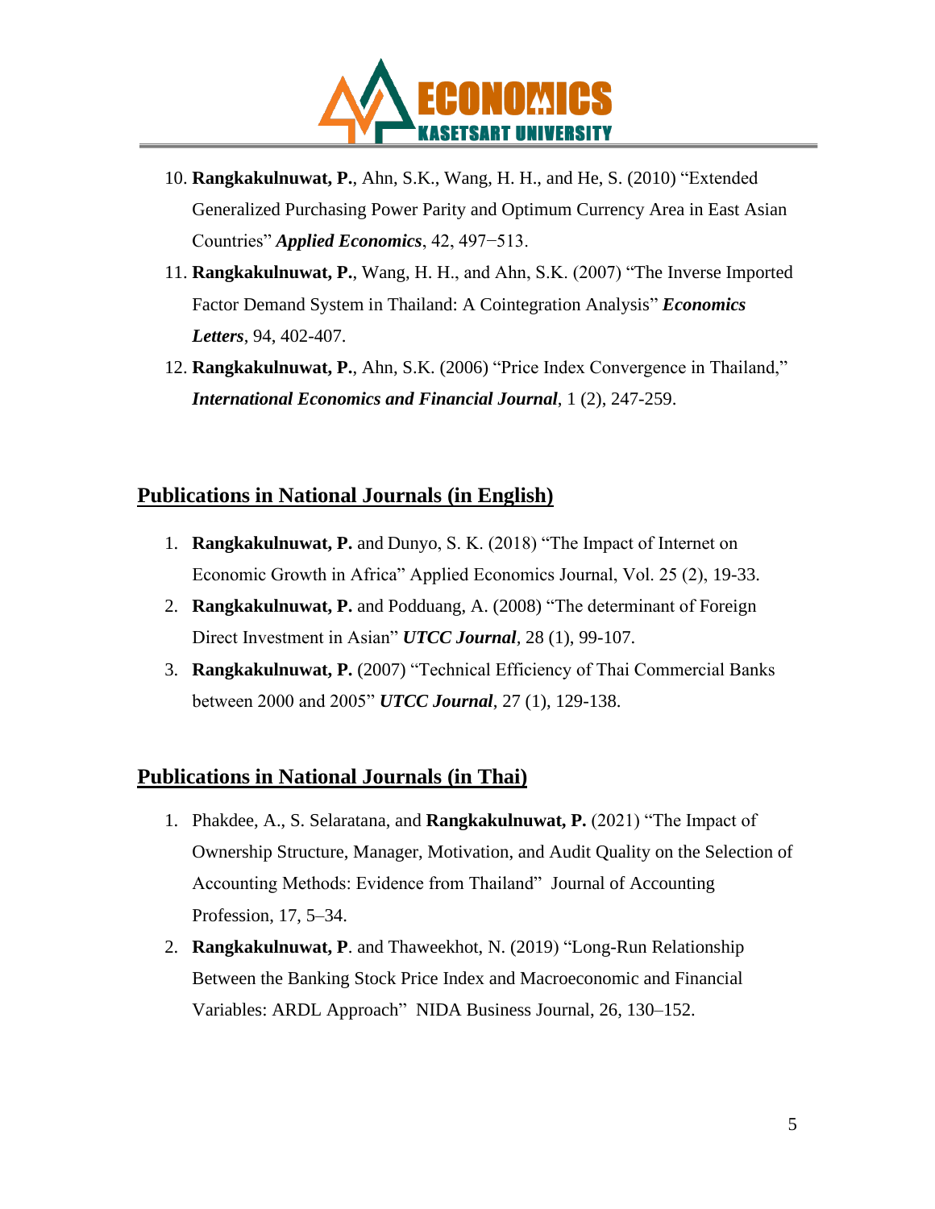10. **Rangkakulnuwat, P.**, Ahn, S.K., Wang, H. H., and He, S. (2010) "Extended Generalized Purchasing Power Parity and Optimum Currency Area in East Asian Countries" ***Applied Economics***, 42, 497−513.
11. **Rangkakulnuwat, P.**, Wang, H. H., and Ahn, S.K. (2007) "The Inverse Imported Factor Demand System in Thailand: A Cointegration Analysis" ***Economics Letters***, 94, 402-407.
12. **Rangkakulnuwat, P.**, Ahn, S.K. (2006) "Price Index Convergence in Thailand," ***International Economics and Financial Journal***, 1 (2), 247-259.

## Publications in National Journals (in English)

1. **Rangkakulnuwat, P.** and Dunyo, S. K. (2018) "The Impact of Internet on Economic Growth in Africa" Applied Economics Journal, Vol. 25 (2), 19-33.
2. **Rangkakulnuwat, P.** and Podduang, A. (2008) "The determinant of Foreign Direct Investment in Asian" ***UTCC Journal***, 28 (1), 99-107.
3. **Rangkakulnuwat, P.** (2007) "Technical Efficiency of Thai Commercial Banks between 2000 and 2005" ***UTCC Journal***, 27 (1), 129-138.

## Publications in National Journals (in Thai)

1. Phakdee, A., S. Selaratana, and **Rangkakulnuwat, P.** (2021) "The Impact of Ownership Structure, Manager, Motivation, and Audit Quality on the Selection of Accounting Methods: Evidence from Thailand" Journal of Accounting Profession, 17, 5–34.
2. **Rangkakulnuwat, P**. and Thaweekhot, N. (2019) "Long-Run Relationship Between the Banking Stock Price Index and Macroeconomic and Financial Variables: ARDL Approach" NIDA Business Journal, 26, 130–152.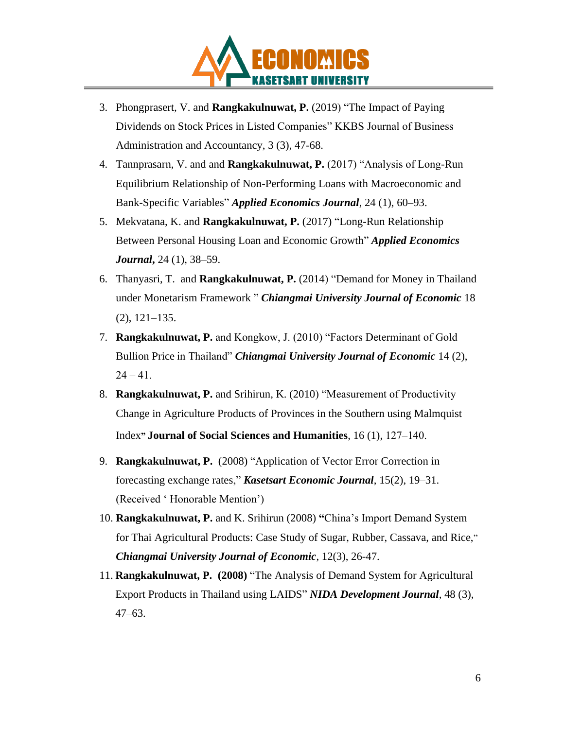3. Phongprasert, V. and **Rangkakulnuwat, P.** (2019) "The Impact of Paying Dividends on Stock Prices in Listed Companies" KKBS Journal of Business Administration and Accountancy, 3 (3), 47-68.
4. Tannprasarn, V. and and **Rangkakulnuwat, P.** (2017) "Analysis of Long-Run Equilibrium Relationship of Non-Performing Loans with Macroeconomic and Bank-Specific Variables" ***Applied Economics Journal***, 24 (1), 60–93.
5. Mekvatana, K. and **Rangkakulnuwat, P.** (2017) "Long-Run Relationship Between Personal Housing Loan and Economic Growth" ***Applied Economics Journal***, 24 (1), 38–59.
6. Thanyasri, T. and **Rangkakulnuwat, P.** (2014) "Demand for Money in Thailand under Monetarism Framework " ***Chiangmai University Journal of Economic*** 18 (2), 121–135.
7. **Rangkakulnuwat, P.** and Kongkow, J. (2010) "Factors Determinant of Gold Bullion Price in Thailand" ***Chiangmai University Journal of Economic*** 14 (2), 24 – 41.
8. **Rangkakulnuwat, P.** and Srihirun, K. (2010) "Measurement of Productivity Change in Agriculture Products of Provinces in the Southern using Malmquist Index" **Journal of Social Sciences and Humanities**, 16 (1), 127–140.
9. **Rangkakulnuwat, P.** (2008) "Application of Vector Error Correction in forecasting exchange rates," ***Kasetsart Economic Journal***, 15(2), 19–31. (Received ' Honorable Mention')
10. **Rangkakulnuwat, P.** and K. Srihirun (2008) "China's Import Demand System for Thai Agricultural Products: Case Study of Sugar, Rubber, Cassava, and Rice," ***Chiangmai University Journal of Economic***, 12(3), 26-47.
11. **Rangkakulnuwat, P. (2008)** "The Analysis of Demand System for Agricultural Export Products in Thailand using LAIDS" ***NIDA Development Journal***, 48 (3), 47–63.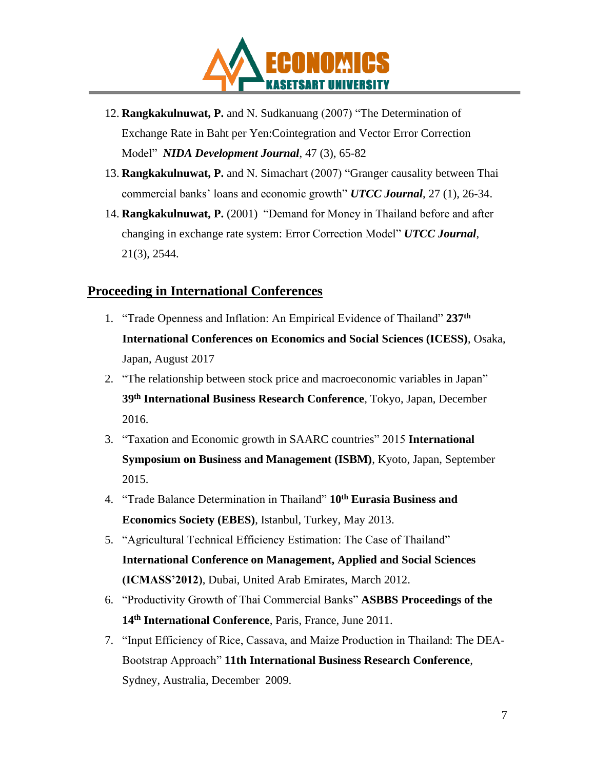12. **Rangkakulnuwat, P.** and N. Sudkanuang (2007) "The Determination of Exchange Rate in Baht per Yen:Cointegration and Vector Error Correction Model" ***NIDA Development Journal***, 47 (3), 65-82
13. **Rangkakulnuwat, P.** and N. Simachart (2007) "Granger causality between Thai commercial banks' loans and economic growth" ***UTCC Journal***, 27 (1), 26-34.
14. **Rangkakulnuwat, P.** (2001) "Demand for Money in Thailand before and after changing in exchange rate system: Error Correction Model" ***UTCC Journal***, 21(3), 2544.

## Proceeding in International Conferences

1. "Trade Openness and Inflation: An Empirical Evidence of Thailand" **237th International Conferences on Economics and Social Sciences (ICESS)**, Osaka, Japan, August 2017
2. "The relationship between stock price and macroeconomic variables in Japan" **39th International Business Research Conference**, Tokyo, Japan, December 2016.
3. "Taxation and Economic growth in SAARC countries" 2015 **International Symposium on Business and Management (ISBM)**, Kyoto, Japan, September 2015.
4. "Trade Balance Determination in Thailand" **10th Eurasia Business and Economics Society (EBES)**, Istanbul, Turkey, May 2013.
5. "Agricultural Technical Efficiency Estimation: The Case of Thailand" **International Conference on Management, Applied and Social Sciences (ICMASS'2012)**, Dubai, United Arab Emirates, March 2012.
6. "Productivity Growth of Thai Commercial Banks" **ASBBS Proceedings of the 14th International Conference**, Paris, France, June 2011.
7. "Input Efficiency of Rice, Cassava, and Maize Production in Thailand: The DEA-Bootstrap Approach" **11th International Business Research Conference**, Sydney, Australia, December 2009.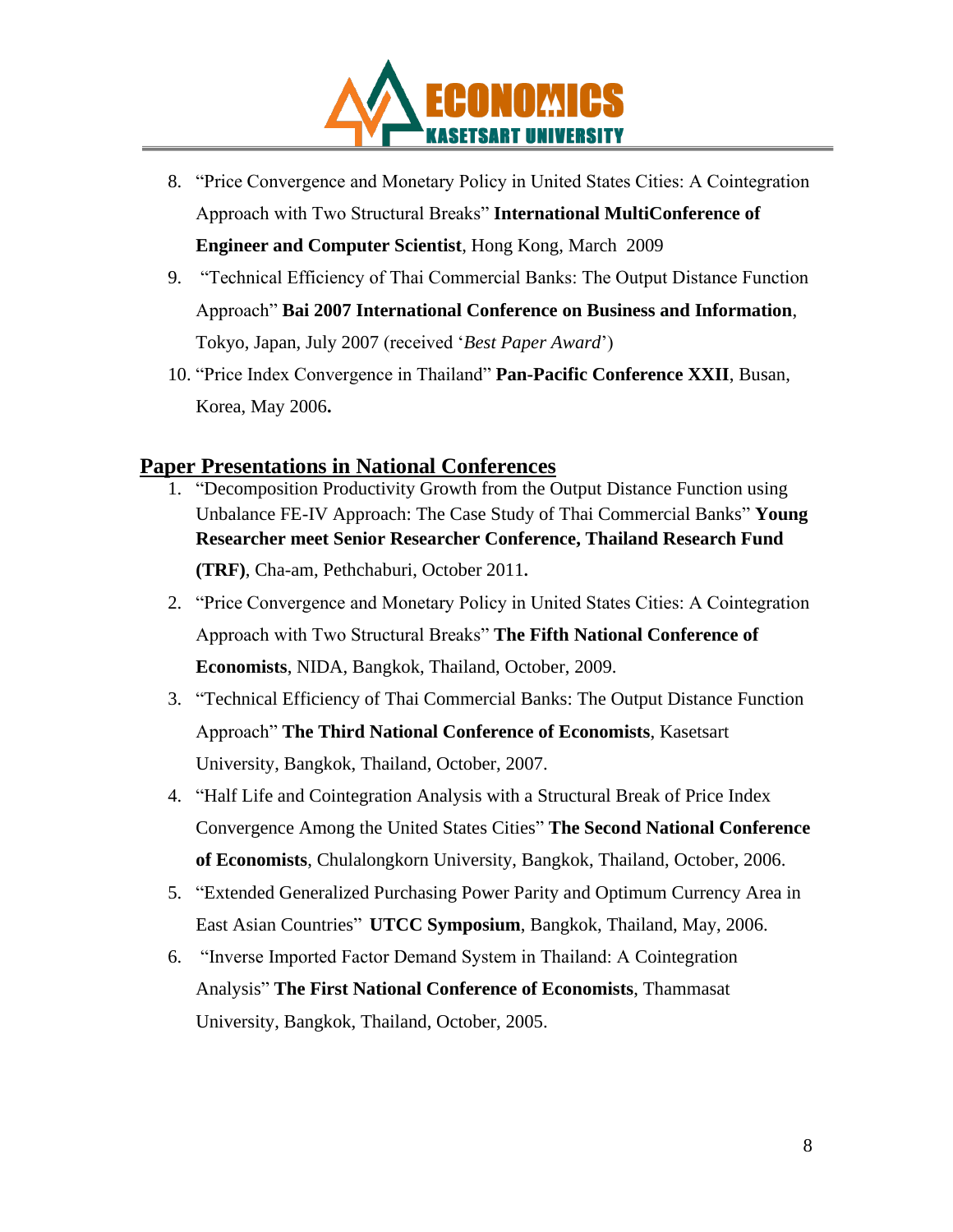8. "Price Convergence and Monetary Policy in United States Cities: A Cointegration Approach with Two Structural Breaks" **International MultiConference of Engineer and Computer Scientist**, Hong Kong, March 2009
9. "Technical Efficiency of Thai Commercial Banks: The Output Distance Function Approach" **Bai 2007 International Conference on Business and Information**, Tokyo, Japan, July 2007 (received '*Best Paper Award*')
10. "Price Index Convergence in Thailand" **Pan-Pacific Conference XXII**, Busan, Korea, May 2006**.**

## Paper Presentations in National Conferences

1. "Decomposition Productivity Growth from the Output Distance Function using Unbalance FE-IV Approach: The Case Study of Thai Commercial Banks" **Young Researcher meet Senior Researcher Conference, Thailand Research Fund (TRF)**, Cha-am, Pethchaburi, October 2011.
2. "Price Convergence and Monetary Policy in United States Cities: A Cointegration Approach with Two Structural Breaks" **The Fifth National Conference of Economists**, NIDA, Bangkok, Thailand, October, 2009.
3. "Technical Efficiency of Thai Commercial Banks: The Output Distance Function Approach" **The Third National Conference of Economists**, Kasetsart University, Bangkok, Thailand, October, 2007.
4. "Half Life and Cointegration Analysis with a Structural Break of Price Index Convergence Among the United States Cities" **The Second National Conference of Economists**, Chulalongkorn University, Bangkok, Thailand, October, 2006.
5. "Extended Generalized Purchasing Power Parity and Optimum Currency Area in East Asian Countries" **UTCC Symposium**, Bangkok, Thailand, May, 2006.
6. "Inverse Imported Factor Demand System in Thailand: A Cointegration Analysis" **The First National Conference of Economists**, Thammasat University, Bangkok, Thailand, October, 2005.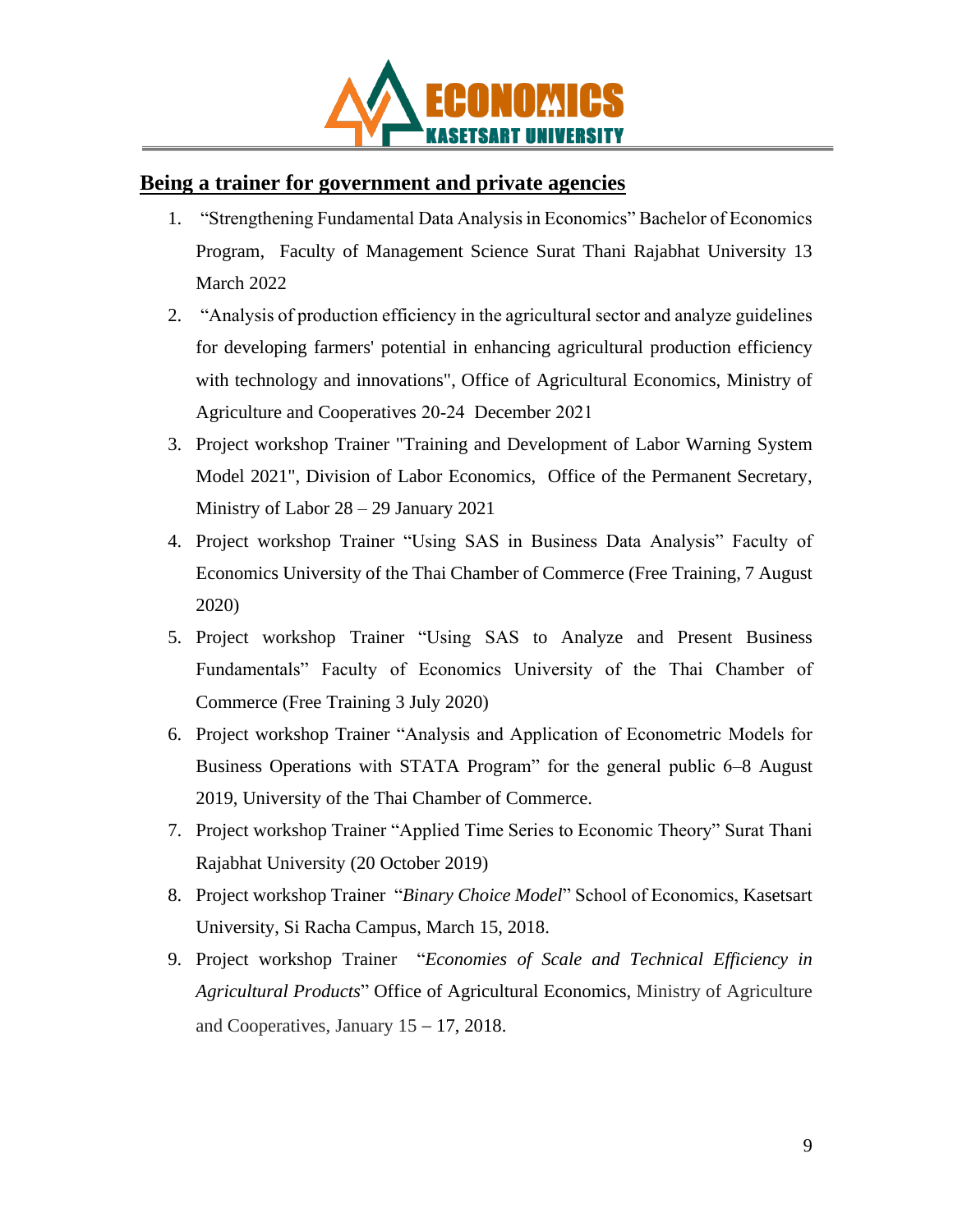## Being a trainer for government and private agencies

1. "Strengthening Fundamental Data Analysis in Economics" Bachelor of Economics Program, Faculty of Management Science Surat Thani Rajabhat University 13 March 2022
2. "Analysis of production efficiency in the agricultural sector and analyze guidelines for developing farmers' potential in enhancing agricultural production efficiency with technology and innovations", Office of Agricultural Economics, Ministry of Agriculture and Cooperatives 20-24 December 2021
3. Project workshop Trainer "Training and Development of Labor Warning System Model 2021", Division of Labor Economics, Office of the Permanent Secretary, Ministry of Labor 28 – 29 January 2021
4. Project workshop Trainer "Using SAS in Business Data Analysis" Faculty of Economics University of the Thai Chamber of Commerce (Free Training, 7 August 2020)
5. Project workshop Trainer "Using SAS to Analyze and Present Business Fundamentals" Faculty of Economics University of the Thai Chamber of Commerce (Free Training 3 July 2020)
6. Project workshop Trainer "Analysis and Application of Econometric Models for Business Operations with STATA Program" for the general public 6–8 August 2019, University of the Thai Chamber of Commerce.
7. Project workshop Trainer "Applied Time Series to Economic Theory" Surat Thani Rajabhat University (20 October 2019)
8. Project workshop Trainer "*Binary Choice Model*" School of Economics, Kasetsart University, Si Racha Campus, March 15, 2018.
9. Project workshop Trainer "*Economies of Scale and Technical Efficiency in Agricultural Products*" Office of Agricultural Economics, Ministry of Agriculture and Cooperatives, January 15 – 17, 2018.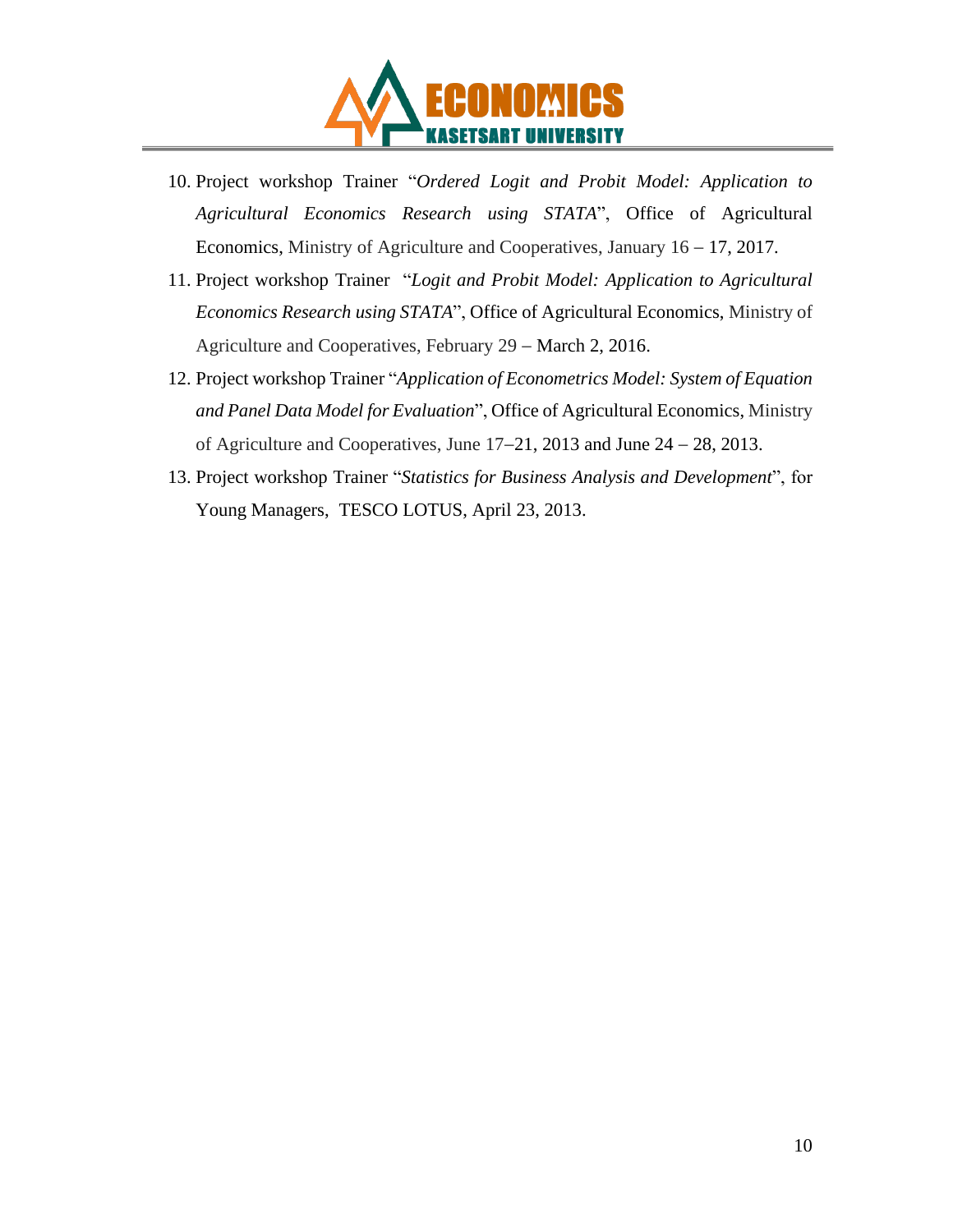10. Project workshop Trainer "*Ordered Logit and Probit Model: Application to Agricultural Economics Research using STATA*", Office of Agricultural Economics, Ministry of Agriculture and Cooperatives, January 16 – 17, 2017.
11. Project workshop Trainer "*Logit and Probit Model: Application to Agricultural Economics Research using STATA*", Office of Agricultural Economics, Ministry of Agriculture and Cooperatives, February 29 – March 2, 2016.
12. Project workshop Trainer "*Application of Econometrics Model: System of Equation and Panel Data Model for Evaluation*", Office of Agricultural Economics, Ministry of Agriculture and Cooperatives, June 17–21, 2013 and June 24 – 28, 2013.
13. Project workshop Trainer "*Statistics for Business Analysis and Development*", for Young Managers, TESCO LOTUS, April 23, 2013.